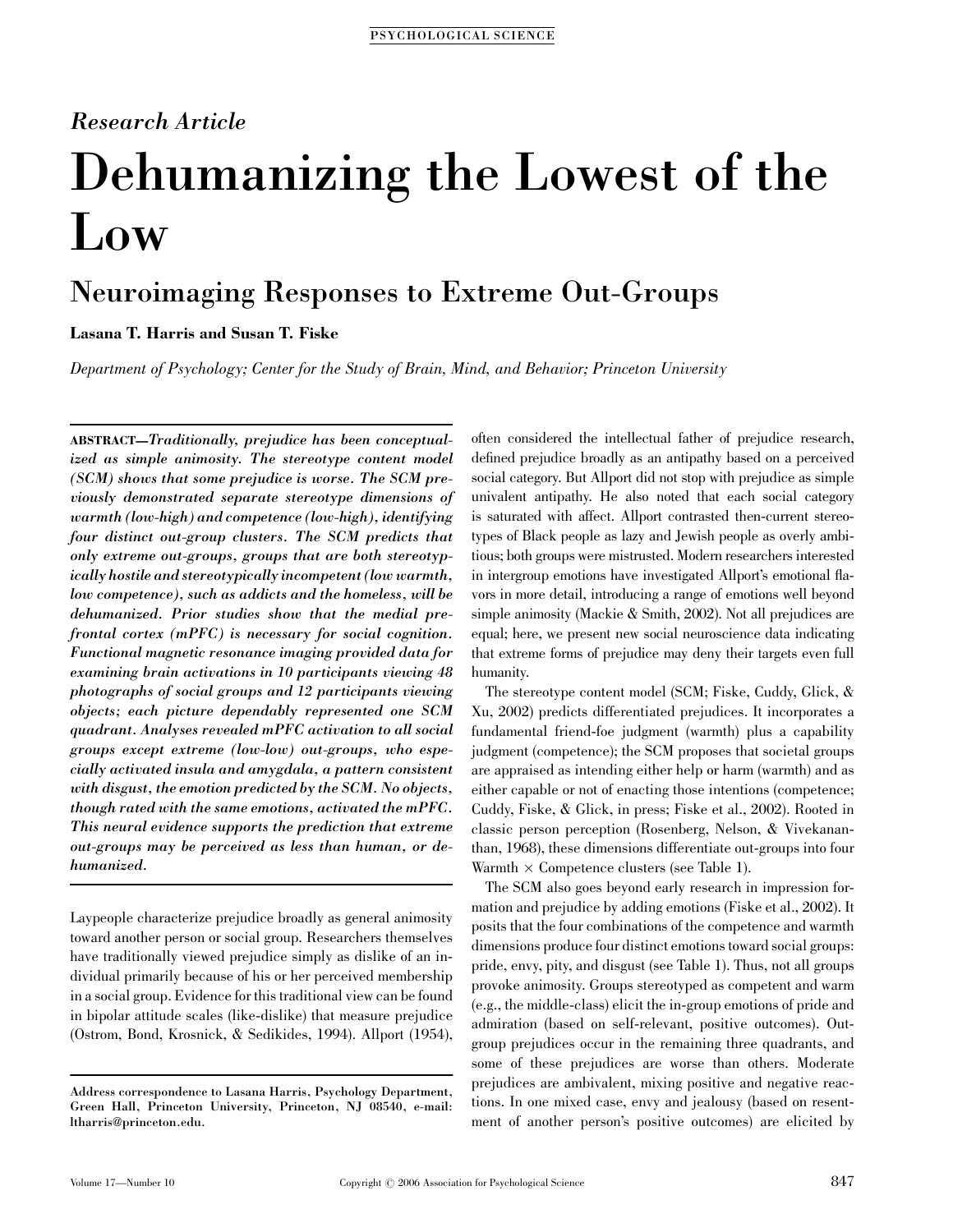*Research Article*

# Dehumanizing the Lowest of the Low

## Neuroimaging Responses to Extreme Out-Groups

**Lasana T. Harris and Susan T. Fiske**

*Department of Psychology; Center for the Study of Brain, Mind, and Behavior; Princeton University*

ABSTRACT—*Traditionally, prejudice has been conceptualized as simple animosity. The stereotype content model (SCM) shows that some prejudice is worse. The SCM previously demonstrated separate stereotype dimensions of warmth (low-high) and competence (low-high), identifying four distinct out-group clusters. The SCM predicts that only extreme out-groups, groups that are both stereotypically hostile and stereotypically incompetent (low warmth, low competence), such as addicts and the homeless, will be dehumanized. Prior studies show that the medial prefrontal cortex (mPFC) is necessary for social cognition. Functional magnetic resonance imaging provided data for examining brain activations in 10 participants viewing 48 photographs of social groups and 12 participants viewing objects; each picture dependably represented one SCM quadrant. Analyses revealed mPFC activation to all social groups except extreme (low-low) out-groups, who especially activated insula and amygdala, a pattern consistent with disgust, the emotion predicted by the SCM. No objects, though rated with the same emotions, activated the mPFC. This neural evidence supports the prediction that extreme out-groups may be perceived as less than human, or dehumanized.*

Laypeople characterize prejudice broadly as general animosity toward another person or social group. Researchers themselves have traditionally viewed prejudice simply as dislike of an individual primarily because of his or her perceived membership in a social group. Evidence for this traditional view can be found in bipolar attitude scales (like-dislike) that measure prejudice (Ostrom, Bond, Krosnick, & Sedikides, 1994). Allport (1954), often considered the intellectual father of prejudice research, defined prejudice broadly as an antipathy based on a perceived social category. But Allport did not stop with prejudice as simple univalent antipathy. He also noted that each social category is saturated with affect. Allport contrasted then-current stereotypes of Black people as lazy and Jewish people as overly ambitious; both groups were mistrusted. Modern researchers interested in intergroup emotions have investigated Allport's emotional flavors in more detail, introducing a range of emotions well beyond simple animosity (Mackie & Smith, 2002). Not all prejudices are equal; here, we present new social neuroscience data indicating that extreme forms of prejudice may deny their targets even full humanity.

The stereotype content model (SCM; Fiske, Cuddy, Glick, & Xu, 2002) predicts differentiated prejudices. It incorporates a fundamental friend-foe judgment (warmth) plus a capability judgment (competence); the SCM proposes that societal groups are appraised as intending either help or harm (warmth) and as either capable or not of enacting those intentions (competence; Cuddy, Fiske, & Glick, in press; Fiske et al., 2002). Rooted in classic person perception (Rosenberg, Nelson, & Vivekananthan, 1968), these dimensions differentiate out-groups into four Warmth × Competence clusters (see Table 1).

The SCM also goes beyond early research in impression formation and prejudice by adding emotions (Fiske et al., 2002). It posits that the four combinations of the competence and warmth dimensions produce four distinct emotions toward social groups: pride, envy, pity, and disgust (see Table 1). Thus, not all groups provoke animosity. Groups stereotyped as competent and warm (e.g., the middle-class) elicit the in-group emotions of pride and admiration (based on self-relevant, positive outcomes). Out-group prejudices occur in the remaining three quadrants, and some of these prejudices are worse than others. Moderate prejudices are ambivalent, mixing positive and negative reactions. In one mixed case, envy and jealousy (based on resentment of another person's positive outcomes) are elicited by

Address correspondence to Lasana Harris, Psychology Department, Green Hall, Princeton University, Princeton, NJ 08540, e-mail: ltharris@princeton.edu.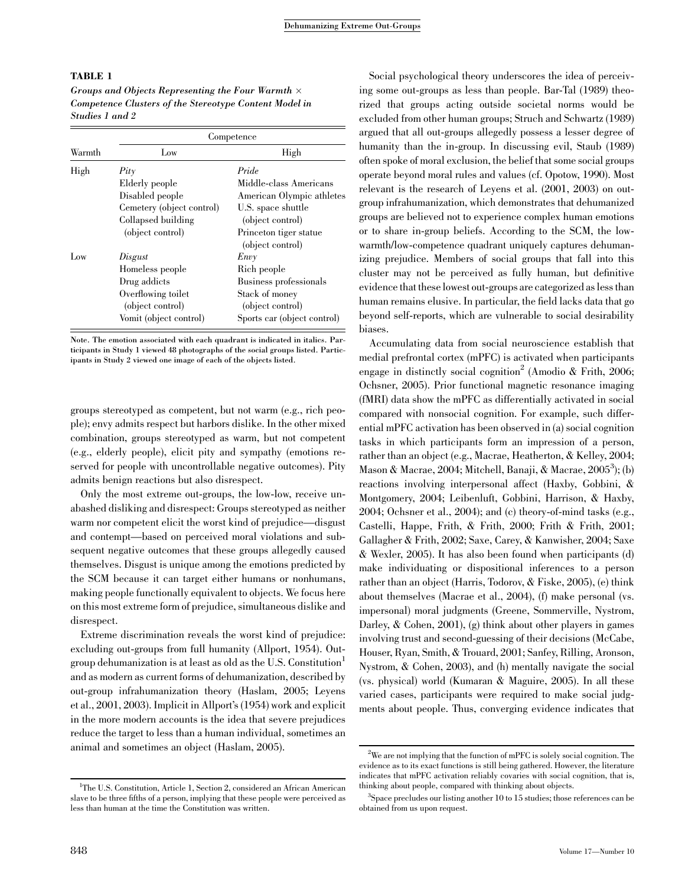**TABLE 1**

***Groups and Objects Representing the Four Warmth × Competence Clusters of the Stereotype Content Model in Studies 1 and 2***

| Warmth | Competence | |
|---|---|---|
| | Low | High |
| High | *Pity* | *Pride* |
| | Elderly people | Middle-class Americans |
| | Disabled people | American Olympic athletes |
| | Cemetery (object control) | U.S. space shuttle (object control) |
| | Collapsed building (object control) | Princeton tiger statue (object control) |
| Low | *Disgust* | *Envy* |
| | Homeless people | Rich people |
| | Drug addicts | Business professionals |
| | Overflowing toilet (object control) | Stack of money (object control) |
| | Vomit (object control) | Sports car (object control) |

Note. The emotion associated with each quadrant is indicated in italics. Participants in Study 1 viewed 48 photographs of the social groups listed. Participants in Study 2 viewed one image of each of the objects listed.

groups stereotyped as competent, but not warm (e.g., rich people); envy admits respect but harbors dislike. In the other mixed combination, groups stereotyped as warm, but not competent (e.g., elderly people), elicit pity and sympathy (emotions reserved for people with uncontrollable negative outcomes). Pity admits benign reactions but also disrespect.

Only the most extreme out-groups, the low-low, receive unabashed disliking and disrespect: Groups stereotyped as neither warm nor competent elicit the worst kind of prejudice—disgust and contempt—based on perceived moral violations and subsequent negative outcomes that these groups allegedly caused themselves. Disgust is unique among the emotions predicted by the SCM because it can target either humans or nonhumans, making people functionally equivalent to objects. We focus here on this most extreme form of prejudice, simultaneous dislike and disrespect.

Extreme discrimination reveals the worst kind of prejudice: excluding out-groups from full humanity (Allport, 1954). Out-group dehumanization is at least as old as the U.S. Constitution[1] and as modern as current forms of dehumanization, described by out-group infrahumanization theory (Haslam, 2005; Leyens et al., 2001, 2003). Implicit in Allport's (1954) work and explicit in the more modern accounts is the idea that severe prejudices reduce the target to less than a human individual, sometimes an animal and sometimes an object (Haslam, 2005).

Social psychological theory underscores the idea of perceiving some out-groups as less than people. Bar-Tal (1989) theorized that groups acting outside societal norms would be excluded from other human groups; Struch and Schwartz (1989) argued that all out-groups allegedly possess a lesser degree of humanity than the in-group. In discussing evil, Staub (1989) often spoke of moral exclusion, the belief that some social groups operate beyond moral rules and values (cf. Opotow, 1990). Most relevant is the research of Leyens et al. (2001, 2003) on out-group infrahumanization, which demonstrates that dehumanized groups are believed not to experience complex human emotions or to share in-group beliefs. According to the SCM, the low-warmth/low-competence quadrant uniquely captures dehumanizing prejudice. Members of social groups that fall into this cluster may not be perceived as fully human, but definitive evidence that these lowest out-groups are categorized as less than human remains elusive. In particular, the field lacks data that go beyond self-reports, which are vulnerable to social desirability biases.

Accumulating data from social neuroscience establish that medial prefrontal cortex (mPFC) is activated when participants engage in distinctly social cognition[2] (Amodio & Frith, 2006; Ochsner, 2005). Prior functional magnetic resonance imaging (fMRI) data show the mPFC as differentially activated in social compared with nonsocial cognition. For example, such differential mPFC activation has been observed in (a) social cognition tasks in which participants form an impression of a person, rather than an object (e.g., Macrae, Heatherton, & Kelley, 2004; Mason & Macrae, 2004; Mitchell, Banaji, & Macrae, 2005[3]); (b) reactions involving interpersonal affect (Haxby, Gobbini, & Montgomery, 2004; Leibenluft, Gobbini, Harrison, & Haxby, 2004; Ochsner et al., 2004); and (c) theory-of-mind tasks (e.g., Castelli, Happe, Frith, & Frith, 2000; Frith & Frith, 2001; Gallagher & Frith, 2002; Saxe, Carey, & Kanwisher, 2004; Saxe & Wexler, 2005). It has also been found when participants (d) make individuating or dispositional inferences to a person rather than an object (Harris, Todorov, & Fiske, 2005), (e) think about themselves (Macrae et al., 2004), (f) make personal (vs. impersonal) moral judgments (Greene, Sommerville, Nystrom, Darley, & Cohen, 2001), (g) think about other players in games involving trust and second-guessing of their decisions (McCabe, Houser, Ryan, Smith, & Trouard, 2001; Sanfey, Rilling, Aronson, Nystrom, & Cohen, 2003), and (h) mentally navigate the social (vs. physical) world (Kumaran & Maguire, 2005). In all these varied cases, participants were required to make social judgments about people. Thus, converging evidence indicates that

[1]The U.S. Constitution, Article 1, Section 2, considered an African American slave to be three fifths of a person, implying that these people were perceived as less than human at the time the Constitution was written.

[2]We are not implying that the function of mPFC is solely social cognition. The evidence as to its exact functions is still being gathered. However, the literature indicates that mPFC activation reliably covaries with social cognition, that is, thinking about people, compared with thinking about objects.

[3]Space precludes our listing another 10 to 15 studies; those references can be obtained from us upon request.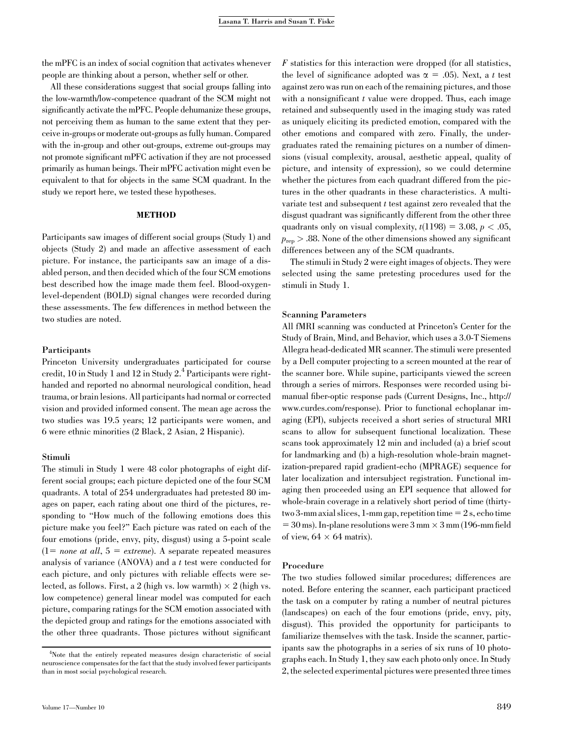the mPFC is an index of social cognition that activates whenever people are thinking about a person, whether self or other.

All these considerations suggest that social groups falling into the low-warmth/low-competence quadrant of the SCM might not significantly activate the mPFC. People dehumanize these groups, not perceiving them as human to the same extent that they perceive in-groups or moderate out-groups as fully human. Compared with the in-group and other out-groups, extreme out-groups may not promote significant mPFC activation if they are not processed primarily as human beings. Their mPFC activation might even be equivalent to that for objects in the same SCM quadrant. In the study we report here, we tested these hypotheses.

## METHOD

Participants saw images of different social groups (Study 1) and objects (Study 2) and made an affective assessment of each picture. For instance, the participants saw an image of a disabled person, and then decided which of the four SCM emotions best described how the image made them feel. Blood-oxygen-level-dependent (BOLD) signal changes were recorded during these assessments. The few differences in method between the two studies are noted.

### Participants

Princeton University undergraduates participated for course credit, 10 in Study 1 and 12 in Study 2.[4] Participants were right-handed and reported no abnormal neurological condition, head trauma, or brain lesions. All participants had normal or corrected vision and provided informed consent. The mean age across the two studies was 19.5 years; 12 participants were women, and 6 were ethnic minorities (2 Black, 2 Asian, 2 Hispanic).

### Stimuli

The stimuli in Study 1 were 48 color photographs of eight different social groups; each picture depicted one of the four SCM quadrants. A total of 254 undergraduates had pretested 80 images on paper, each rating about one third of the pictures, responding to "How much of the following emotions does this picture make you feel?" Each picture was rated on each of the four emotions (pride, envy, pity, disgust) using a 5-point scale (1= *none at all*, 5 = *extreme*). A separate repeated measures analysis of variance (ANOVA) and a *t* test were conducted for each picture, and only pictures with reliable effects were selected, as follows. First, a 2 (high vs. low warmth) × 2 (high vs. low competence) general linear model was computed for each picture, comparing ratings for the SCM emotion associated with the depicted group and ratings for the emotions associated with the other three quadrants. Those pictures without significant *F* statistics for this interaction were dropped (for all statistics, the level of significance adopted was $\alpha$ = .05). Next, a *t* test against zero was run on each of the remaining pictures, and those with a nonsignificant *t* value were dropped. Thus, each image retained and subsequently used in the imaging study was rated as uniquely eliciting its predicted emotion, compared with the other emotions and compared with zero. Finally, the undergraduates rated the remaining pictures on a number of dimensions (visual complexity, arousal, aesthetic appeal, quality of picture, and intensity of expression), so we could determine whether the pictures from each quadrant differed from the pictures in the other quadrants in these characteristics. A multivariate test and subsequent *t* test against zero revealed that the disgust quadrant was significantly different from the other three quadrants only on visual complexity, $t(1198) = 3.08$, $p < .05$, $p_{rep} > .88$. None of the other dimensions showed any significant differences between any of the SCM quadrants.

The stimuli in Study 2 were eight images of objects. They were selected using the same pretesting procedures used for the stimuli in Study 1.

### Scanning Parameters

All fMRI scanning was conducted at Princeton's Center for the Study of Brain, Mind, and Behavior, which uses a 3.0-T Siemens Allegra head-dedicated MR scanner. The stimuli were presented by a Dell computer projecting to a screen mounted at the rear of the scanner bore. While supine, participants viewed the screen through a series of mirrors. Responses were recorded using bimanual fiber-optic response pads (Current Designs, Inc., http://www.curdes.com/response). Prior to functional echoplanar imaging (EPI), subjects received a short series of structural MRI scans to allow for subsequent functional localization. These scans took approximately 12 min and included (a) a brief scout for landmarking and (b) a high-resolution whole-brain magnetization-prepared rapid gradient-echo (MPRAGE) sequence for later localization and intersubject registration. Functional imaging then proceeded using an EPI sequence that allowed for whole-brain coverage in a relatively short period of time (thirty-two 3-mm axial slices, 1-mm gap, repetition time = 2 s, echo time = 30 ms). In-plane resolutions were 3 mm × 3 mm (196-mm field of view, 64 × 64 matrix).

### Procedure

The two studies followed similar procedures; differences are noted. Before entering the scanner, each participant practiced the task on a computer by rating a number of neutral pictures (landscapes) on each of the four emotions (pride, envy, pity, disgust). This provided the opportunity for participants to familiarize themselves with the task. Inside the scanner, participants saw the photographs in a series of six runs of 10 photographs each. In Study 1, they saw each photo only once. In Study 2, the selected experimental pictures were presented three times

[4]Note that the entirely repeated measures design characteristic of social neuroscience compensates for the fact that the study involved fewer participants than in most social psychological research.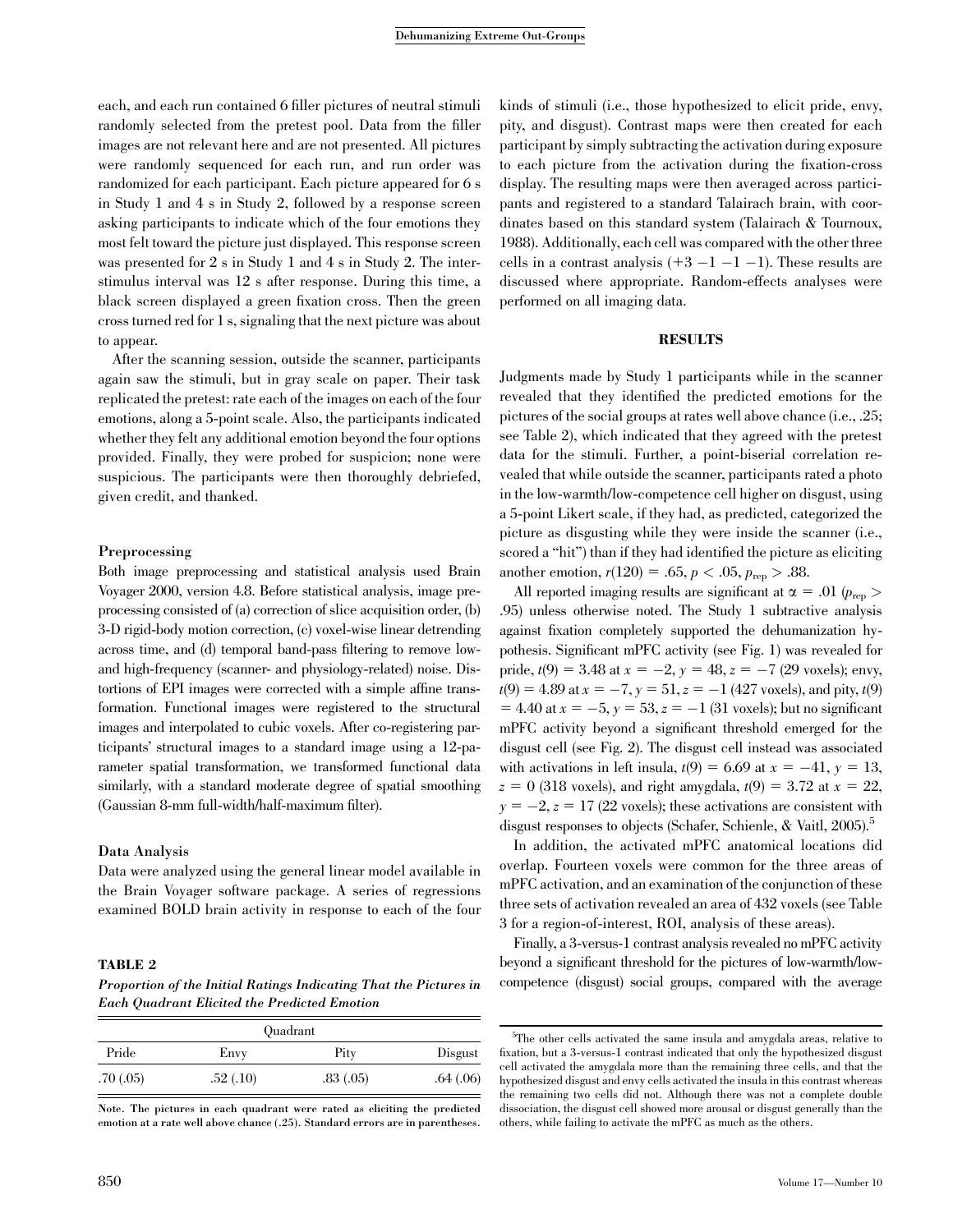each, and each run contained 6 filler pictures of neutral stimuli randomly selected from the pretest pool. Data from the filler images are not relevant here and are not presented. All pictures were randomly sequenced for each run, and run order was randomized for each participant. Each picture appeared for 6 s in Study 1 and 4 s in Study 2, followed by a response screen asking participants to indicate which of the four emotions they most felt toward the picture just displayed. This response screen was presented for 2 s in Study 1 and 4 s in Study 2. The interstimulus interval was 12 s after response. During this time, a black screen displayed a green fixation cross. Then the green cross turned red for 1 s, signaling that the next picture was about to appear.

After the scanning session, outside the scanner, participants again saw the stimuli, but in gray scale on paper. Their task replicated the pretest: rate each of the images on each of the four emotions, along a 5-point scale. Also, the participants indicated whether they felt any additional emotion beyond the four options provided. Finally, they were probed for suspicion; none were suspicious. The participants were then thoroughly debriefed, given credit, and thanked.

### Preprocessing

Both image preprocessing and statistical analysis used Brain Voyager 2000, version 4.8. Before statistical analysis, image preprocessing consisted of (a) correction of slice acquisition order, (b) 3-D rigid-body motion correction, (c) voxel-wise linear detrending across time, and (d) temporal band-pass filtering to remove low- and high-frequency (scanner- and physiology-related) noise. Distortions of EPI images were corrected with a simple affine transformation. Functional images were registered to the structural images and interpolated to cubic voxels. After co-registering participants' structural images to a standard image using a 12-parameter spatial transformation, we transformed functional data similarly, with a standard moderate degree of spatial smoothing (Gaussian 8-mm full-width/half-maximum filter).

### Data Analysis

Data were analyzed using the general linear model available in the Brain Voyager software package. A series of regressions examined BOLD brain activity in response to each of the four kinds of stimuli (i.e., those hypothesized to elicit pride, envy, pity, and disgust). Contrast maps were then created for each participant by simply subtracting the activation during exposure to each picture from the activation during the fixation-cross display. The resulting maps were then averaged across participants and registered to a standard Talairach brain, with coordinates based on this standard system (Talairach & Tournoux, 1988). Additionally, each cell was compared with the other three cells in a contrast analysis ($+3\ -1\ -1\ -1$). These results are discussed where appropriate. Random-effects analyses were performed on all imaging data.

**TABLE 2**

***Proportion of the Initial Ratings Indicating That the Pictures in Each Quadrant Elicited the Predicted Emotion***

| Quadrant | | | |
|---|---|---|---|
| Pride | Envy | Pity | Disgust |
| .70 (.05) | .52 (.10) | .83 (.05) | .64 (.06) |

Note. The pictures in each quadrant were rated as eliciting the predicted emotion at a rate well above chance (.25). Standard errors are in parentheses.

## RESULTS

Judgments made by Study 1 participants while in the scanner revealed that they identified the predicted emotions for the pictures of the social groups at rates well above chance (i.e., .25; see Table 2), which indicated that they agreed with the pretest data for the stimuli. Further, a point-biserial correlation revealed that while outside the scanner, participants rated a photo in the low-warmth/low-competence cell higher on disgust, using a 5-point Likert scale, if they had, as predicted, categorized the picture as disgusting while they were inside the scanner (i.e., scored a "hit") than if they had identified the picture as eliciting another emotion, $r(120) = .65$, $p < .05$, $p_{rep} > .88$.

All reported imaging results are significant at $\alpha = .01$ ($p_{rep} > .95$) unless otherwise noted. The Study 1 subtractive analysis against fixation completely supported the dehumanization hypothesis. Significant mPFC activity (see Fig. 1) was revealed for pride, $t(9) = 3.48$ at $x = -2$, $y = 48$, $z = -7$ (29 voxels); envy, $t(9) = 4.89$ at $x = -7$, $y = 51$, $z = -1$ (427 voxels), and pity, $t(9) = 4.40$ at $x = -5$, $y = 53$, $z = -1$ (31 voxels); but no significant mPFC activity beyond a significant threshold emerged for the disgust cell (see Fig. 2). The disgust cell instead was associated with activations in left insula, $t(9) = 6.69$ at $x = -41$, $y = 13$, $z = 0$ (318 voxels), and right amygdala, $t(9) = 3.72$ at $x = 22$, $y = -2$, $z = 17$ (22 voxels); these activations are consistent with disgust responses to objects (Schafer, Schienle, & Vaitl, 2005).[5]

In addition, the activated mPFC anatomical locations did overlap. Fourteen voxels were common for the three areas of mPFC activation, and an examination of the conjunction of these three sets of activation revealed an area of 432 voxels (see Table 3 for a region-of-interest, ROI, analysis of these areas).

Finally, a 3-versus-1 contrast analysis revealed no mPFC activity beyond a significant threshold for the pictures of low-warmth/low-competence (disgust) social groups, compared with the average

[5]The other cells activated the same insula and amygdala areas, relative to fixation, but a 3-versus-1 contrast indicated that only the hypothesized disgust cell activated the amygdala more than the remaining three cells, and that the hypothesized disgust and envy cells activated the insula in this contrast whereas the remaining two cells did not. Although there was not a complete double dissociation, the disgust cell showed more arousal or disgust generally than the others, while failing to activate the mPFC as much as the others.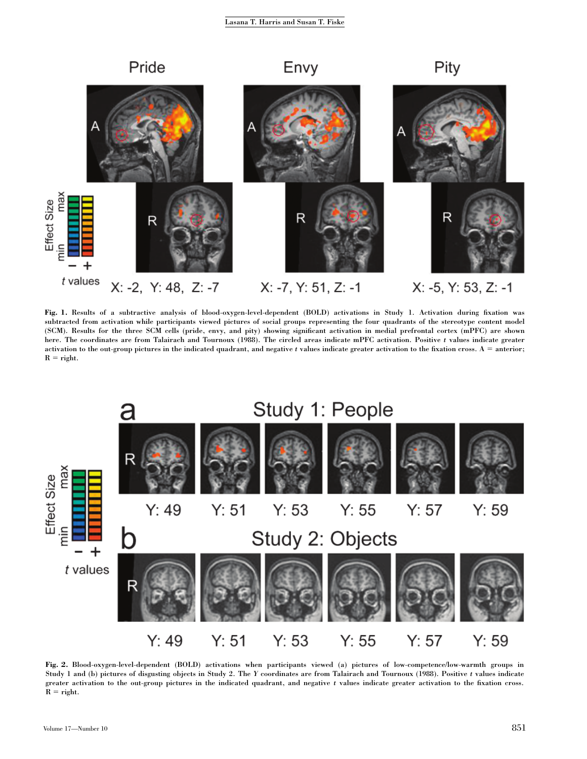Fig. 1. Results of a subtractive analysis of blood-oxygen-level-dependent (BOLD) activations in Study 1. Activation during fixation was subtracted from activation while participants viewed pictures of social groups representing the four quadrants of the stereotype content model (SCM). Results for the three SCM cells (pride, envy, and pity) showing significant activation in medial prefrontal cortex (mPFC) are shown here. The coordinates are from Talairach and Tournoux (1988). The circled areas indicate mPFC activation. Positive *t* values indicate greater activation to the out-group pictures in the indicated quadrant, and negative *t* values indicate greater activation to the fixation cross. A = anterior; R = right.

Fig. 2. Blood-oxygen-level-dependent (BOLD) activations when participants viewed (a) pictures of low-competence/low-warmth groups in Study 1 and (b) pictures of disgusting objects in Study 2. The *Y* coordinates are from Talairach and Tournoux (1988). Positive *t* values indicate greater activation to the out-group pictures in the indicated quadrant, and negative *t* values indicate greater activation to the fixation cross. R = right.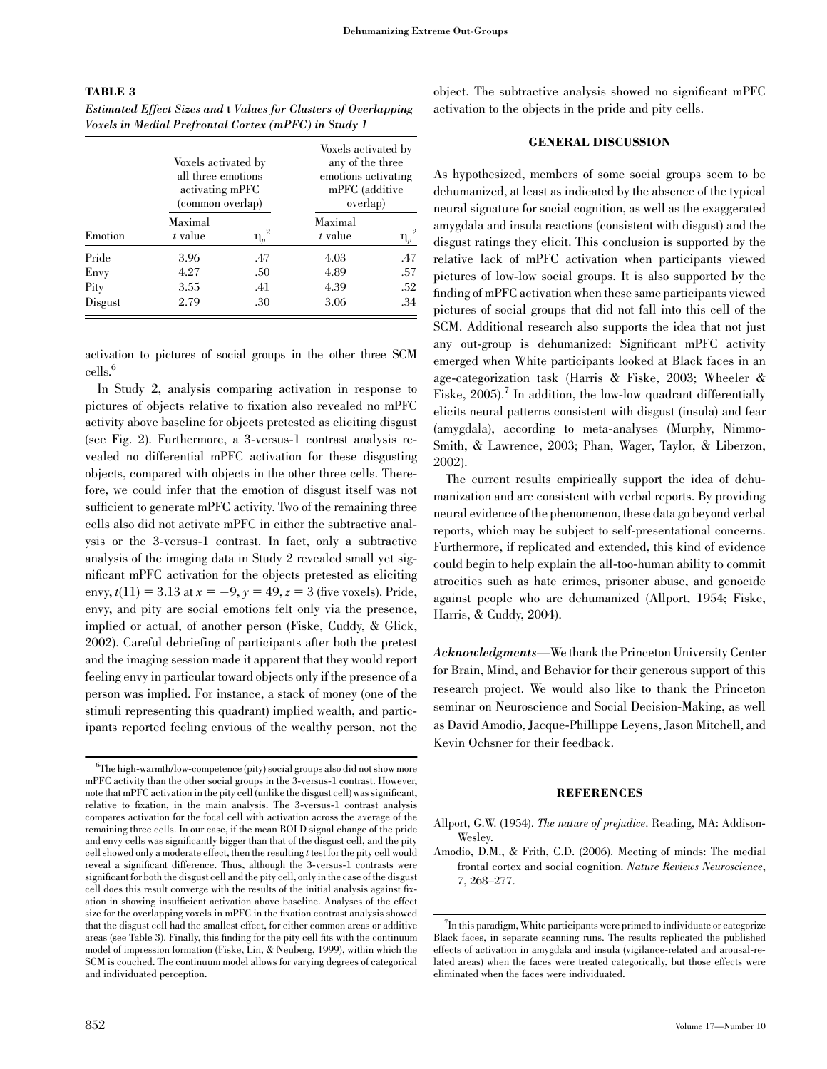**TABLE 3**

***Estimated Effect Sizes and* t *Values for Clusters of Overlapping Voxels in Medial Prefrontal Cortex (mPFC) in Study 1***

| | Voxels activated by all three emotions activating mPFC (common overlap) | | Voxels activated by any of the three emotions activating mPFC (additive overlap) | |
|---|---|---|---|---|
| Emotion | Maximal *t* value | $\eta_p^2$ | Maximal *t* value | $\eta_p^2$ |
| Pride | 3.96 | .47 | 4.03 | .47 |
| Envy | 4.27 | .50 | 4.89 | .57 |
| Pity | 3.55 | .41 | 4.39 | .52 |
| Disgust | 2.79 | .30 | 3.06 | .34 |

activation to pictures of social groups in the other three SCM cells.[6]

In Study 2, analysis comparing activation in response to pictures of objects relative to fixation also revealed no mPFC activity above baseline for objects pretested as eliciting disgust (see Fig. 2). Furthermore, a 3-versus-1 contrast analysis revealed no differential mPFC activation for these disgusting objects, compared with objects in the other three cells. Therefore, we could infer that the emotion of disgust itself was not sufficient to generate mPFC activity. Two of the remaining three cells also did not activate mPFC in either the subtractive analysis or the 3-versus-1 contrast. In fact, only a subtractive analysis of the imaging data in Study 2 revealed small yet significant mPFC activation for the objects pretested as eliciting envy, $t(11) = 3.13$ at $x = -9$, $y = 49$, $z = 3$ (five voxels). Pride, envy, and pity are social emotions felt only via the presence, implied or actual, of another person (Fiske, Cuddy, & Glick, 2002). Careful debriefing of participants after both the pretest and the imaging session made it apparent that they would report feeling envy in particular toward objects only if the presence of a person was implied. For instance, a stack of money (one of the stimuli representing this quadrant) implied wealth, and participants reported feeling envious of the wealthy person, not the object. The subtractive analysis showed no significant mPFC activation to the objects in the pride and pity cells.

[6]The high-warmth/low-competence (pity) social groups also did not show more mPFC activity than the other social groups in the 3-versus-1 contrast. However, note that mPFC activation in the pity cell (unlike the disgust cell) was significant, relative to fixation, in the main analysis. The 3-versus-1 contrast analysis compares activation for the focal cell with activation across the average of the remaining three cells. In our case, if the mean BOLD signal change of the pride and envy cells was significantly bigger than that of the disgust cell, and the pity cell showed only a moderate effect, then the resulting *t* test for the pity cell would reveal a significant difference. Thus, although the 3-versus-1 contrasts were significant for both the disgust cell and the pity cell, only in the case of the disgust cell does this result converge with the results of the initial analysis against fixation in showing insufficient activation above baseline. Analyses of the effect size for the overlapping voxels in mPFC in the fixation contrast analysis showed that the disgust cell had the smallest effect, for either common areas or additive areas (see Table 3). Finally, this finding for the pity cell fits with the continuum model of impression formation (Fiske, Lin, & Neuberg, 1999), within which the SCM is couched. The continuum model allows for varying degrees of categorical and individuated perception.

## GENERAL DISCUSSION

As hypothesized, members of some social groups seem to be dehumanized, at least as indicated by the absence of the typical neural signature for social cognition, as well as the exaggerated amygdala and insula reactions (consistent with disgust) and the disgust ratings they elicit. This conclusion is supported by the relative lack of mPFC activation when participants viewed pictures of low-low social groups. It is also supported by the finding of mPFC activation when these same participants viewed pictures of social groups that did not fall into this cell of the SCM. Additional research also supports the idea that not just any out-group is dehumanized: Significant mPFC activity emerged when White participants looked at Black faces in an age-categorization task (Harris & Fiske, 2003; Wheeler & Fiske, 2005).[7] In addition, the low-low quadrant differentially elicits neural patterns consistent with disgust (insula) and fear (amygdala), according to meta-analyses (Murphy, Nimmo-Smith, & Lawrence, 2003; Phan, Wager, Taylor, & Liberzon, 2002).

The current results empirically support the idea of dehumanization and are consistent with verbal reports. By providing neural evidence of the phenomenon, these data go beyond verbal reports, which may be subject to self-presentational concerns. Furthermore, if replicated and extended, this kind of evidence could begin to help explain the all-too-human ability to commit atrocities such as hate crimes, prisoner abuse, and genocide against people who are dehumanized (Allport, 1954; Fiske, Harris, & Cuddy, 2004).

***Acknowledgments***—We thank the Princeton University Center for Brain, Mind, and Behavior for their generous support of this research project. We would also like to thank the Princeton seminar on Neuroscience and Social Decision-Making, as well as David Amodio, Jacque-Phillippe Leyens, Jason Mitchell, and Kevin Ochsner for their feedback.

[7]In this paradigm, White participants were primed to individuate or categorize Black faces, in separate scanning runs. The results replicated the published effects of activation in amygdala and insula (vigilance-related and arousal-related areas) when the faces were treated categorically, but those effects were eliminated when the faces were individuated.

## REFERENCES

Allport, G.W. (1954). *The nature of prejudice*. Reading, MA: Addison-Wesley.

Amodio, D.M., & Frith, C.D. (2006). Meeting of minds: The medial frontal cortex and social cognition. *Nature Reviews Neuroscience*, *7*, 268–277.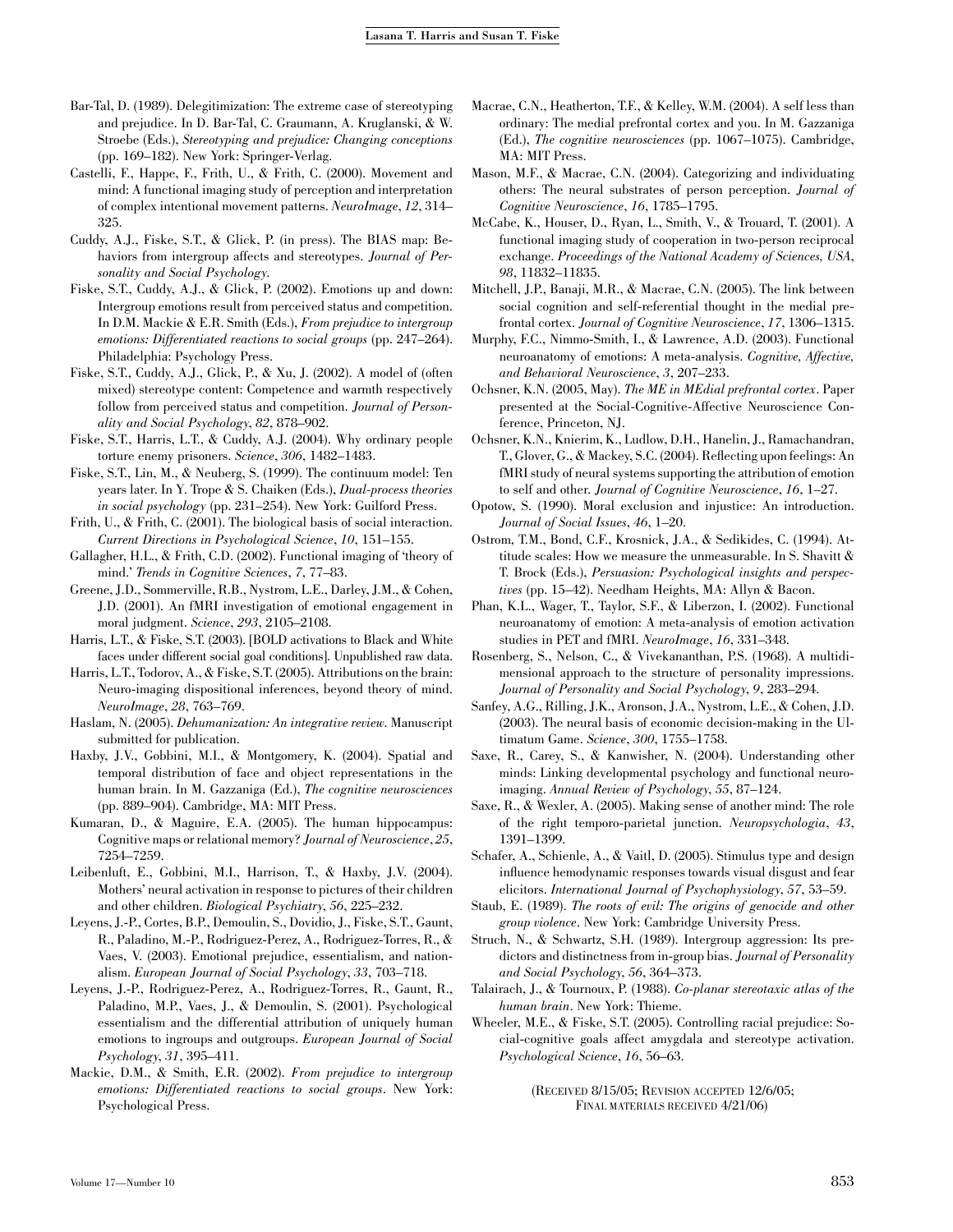Bar-Tal, D. (1989). Delegitimization: The extreme case of stereotyping and prejudice. In D. Bar-Tal, C. Graumann, A. Kruglanski, & W. Stroebe (Eds.), *Stereotyping and prejudice: Changing conceptions* (pp. 169–182). New York: Springer-Verlag.

Castelli, F., Happe, F., Frith, U., & Frith, C. (2000). Movement and mind: A functional imaging study of perception and interpretation of complex intentional movement patterns. *NeuroImage*, *12*, 314–325.

Cuddy, A.J., Fiske, S.T., & Glick, P. (in press). The BIAS map: Behaviors from intergroup affects and stereotypes. *Journal of Personality and Social Psychology*.

Fiske, S.T., Cuddy, A.J., & Glick, P. (2002). Emotions up and down: Intergroup emotions result from perceived status and competition. In D.M. Mackie & E.R. Smith (Eds.), *From prejudice to intergroup emotions: Differentiated reactions to social groups* (pp. 247–264). Philadelphia: Psychology Press.

Fiske, S.T., Cuddy, A.J., Glick, P., & Xu, J. (2002). A model of (often mixed) stereotype content: Competence and warmth respectively follow from perceived status and competition. *Journal of Personality and Social Psychology*, *82*, 878–902.

Fiske, S.T., Harris, L.T., & Cuddy, A.J. (2004). Why ordinary people torture enemy prisoners. *Science*, *306*, 1482–1483.

Fiske, S.T., Lin, M., & Neuberg, S. (1999). The continuum model: Ten years later. In Y. Trope & S. Chaiken (Eds.), *Dual-process theories in social psychology* (pp. 231–254). New York: Guilford Press.

Frith, U., & Frith, C. (2001). The biological basis of social interaction. *Current Directions in Psychological Science*, *10*, 151–155.

Gallagher, H.L., & Frith, C.D. (2002). Functional imaging of 'theory of mind.' *Trends in Cognitive Sciences*, *7*, 77–83.

Greene, J.D., Sommerville, R.B., Nystrom, L.E., Darley, J.M., & Cohen, J.D. (2001). An fMRI investigation of emotional engagement in moral judgment. *Science*, *293*, 2105–2108.

Harris, L.T., & Fiske, S.T. (2003). [BOLD activations to Black and White faces under different social goal conditions]. Unpublished raw data.

Harris, L.T., Todorov, A., & Fiske, S.T. (2005). Attributions on the brain: Neuro-imaging dispositional inferences, beyond theory of mind. *NeuroImage*, *28*, 763–769.

Haslam, N. (2005). *Dehumanization: An integrative review*. Manuscript submitted for publication.

Haxby, J.V., Gobbini, M.I., & Montgomery, K. (2004). Spatial and temporal distribution of face and object representations in the human brain. In M. Gazzaniga (Ed.), *The cognitive neurosciences* (pp. 889–904). Cambridge, MA: MIT Press.

Kumaran, D., & Maguire, E.A. (2005). The human hippocampus: Cognitive maps or relational memory? *Journal of Neuroscience*, *25*, 7254–7259.

Leibenluft, E., Gobbini, M.I., Harrison, T., & Haxby, J.V. (2004). Mothers' neural activation in response to pictures of their children and other children. *Biological Psychiatry*, *56*, 225–232.

Leyens, J.-P., Cortes, B.P., Demoulin, S., Dovidio, J., Fiske, S.T., Gaunt, R., Paladino, M.-P., Rodriguez-Perez, A., Rodriguez-Torres, R., & Vaes, V. (2003). Emotional prejudice, essentialism, and nationalism. *European Journal of Social Psychology*, *33*, 703–718.

Leyens, J.-P., Rodriguez-Perez, A., Rodriguez-Torres, R., Gaunt, R., Paladino, M.P., Vaes, J., & Demoulin, S. (2001). Psychological essentialism and the differential attribution of uniquely human emotions to ingroups and outgroups. *European Journal of Social Psychology*, *31*, 395–411.

Mackie, D.M., & Smith, E.R. (2002). *From prejudice to intergroup emotions: Differentiated reactions to social groups*. New York: Psychological Press.

Macrae, C.N., Heatherton, T.F., & Kelley, W.M. (2004). A self less than ordinary: The medial prefrontal cortex and you. In M. Gazzaniga (Ed.), *The cognitive neurosciences* (pp. 1067–1075). Cambridge, MA: MIT Press.

Mason, M.F., & Macrae, C.N. (2004). Categorizing and individuating others: The neural substrates of person perception. *Journal of Cognitive Neuroscience*, *16*, 1785–1795.

McCabe, K., Houser, D., Ryan, L., Smith, V., & Trouard, T. (2001). A functional imaging study of cooperation in two-person reciprocal exchange. *Proceedings of the National Academy of Sciences, USA*, *98*, 11832–11835.

Mitchell, J.P., Banaji, M.R., & Macrae, C.N. (2005). The link between social cognition and self-referential thought in the medial prefrontal cortex. *Journal of Cognitive Neuroscience*, *17*, 1306–1315.

Murphy, F.C., Nimmo-Smith, I., & Lawrence, A.D. (2003). Functional neuroanatomy of emotions: A meta-analysis. *Cognitive, Affective, and Behavioral Neuroscience*, *3*, 207–233.

Ochsner, K.N. (2005, May). *The ME in MEdial prefrontal cortex*. Paper presented at the Social-Cognitive-Affective Neuroscience Conference, Princeton, NJ.

Ochsner, K.N., Knierim, K., Ludlow, D.H., Hanelin, J., Ramachandran, T., Glover, G., & Mackey, S.C. (2004). Reflecting upon feelings: An fMRI study of neural systems supporting the attribution of emotion to self and other. *Journal of Cognitive Neuroscience*, *16*, 1–27.

Opotow, S. (1990). Moral exclusion and injustice: An introduction. *Journal of Social Issues*, *46*, 1–20.

Ostrom, T.M., Bond, C.F., Krosnick, J.A., & Sedikides, C. (1994). Attitude scales: How we measure the unmeasurable. In S. Shavitt & T. Brock (Eds.), *Persuasion: Psychological insights and perspectives* (pp. 15–42). Needham Heights, MA: Allyn & Bacon.

Phan, K.L., Wager, T., Taylor, S.F., & Liberzon, I. (2002). Functional neuroanatomy of emotion: A meta-analysis of emotion activation studies in PET and fMRI. *NeuroImage*, *16*, 331–348.

Rosenberg, S., Nelson, C., & Vivekananthan, P.S. (1968). A multidimensional approach to the structure of personality impressions. *Journal of Personality and Social Psychology*, *9*, 283–294.

Sanfey, A.G., Rilling, J.K., Aronson, J.A., Nystrom, L.E., & Cohen, J.D. (2003). The neural basis of economic decision-making in the Ultimatum Game. *Science*, *300*, 1755–1758.

Saxe, R., Carey, S., & Kanwisher, N. (2004). Understanding other minds: Linking developmental psychology and functional neuroimaging. *Annual Review of Psychology*, *55*, 87–124.

Saxe, R., & Wexler, A. (2005). Making sense of another mind: The role of the right temporo-parietal junction. *Neuropsychologia*, *43*, 1391–1399.

Schafer, A., Schienle, A., & Vaitl, D. (2005). Stimulus type and design influence hemodynamic responses towards visual disgust and fear elicitors. *International Journal of Psychophysiology*, *57*, 53–59.

Staub, E. (1989). *The roots of evil: The origins of genocide and other group violence*. New York: Cambridge University Press.

Struch, N., & Schwartz, S.H. (1989). Intergroup aggression: Its predictors and distinctness from in-group bias. *Journal of Personality and Social Psychology*, *56*, 364–373.

Talairach, J., & Tournoux, P. (1988). *Co-planar stereotaxic atlas of the human brain*. New York: Thieme.

Wheeler, M.E., & Fiske, S.T. (2005). Controlling racial prejudice: Social-cognitive goals affect amygdala and stereotype activation. *Psychological Science*, *16*, 56–63.

(Received 8/15/05; Revision accepted 12/6/05; Final materials received 4/21/06)